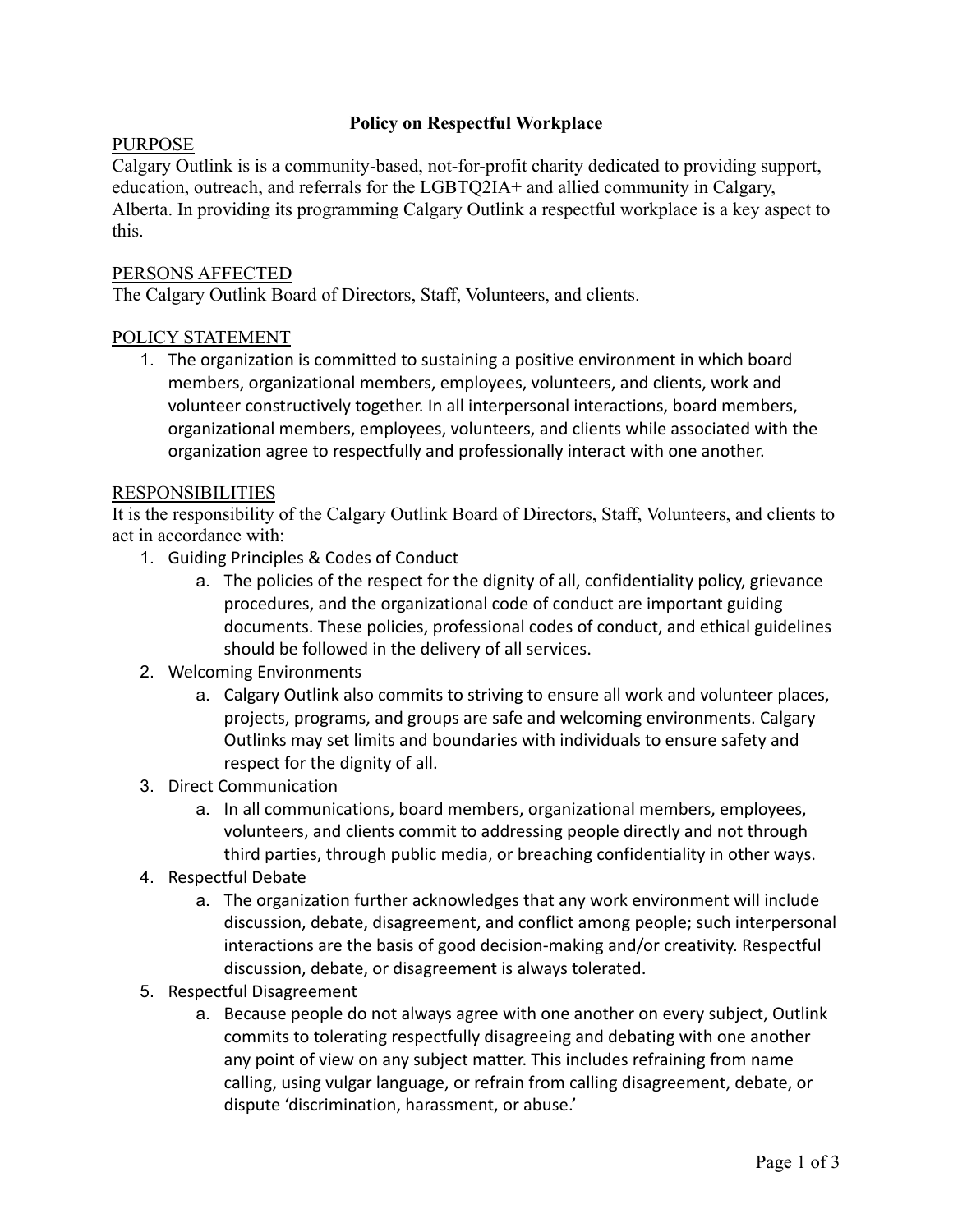# Policy on Respectful Workplace

## PURPOSE

Calgary Outlink is is a community-based, not-for-profit charity dedicated to providing support, education, outreach, and referrals for the LGBTQ2IA+ and allied community in Calgary, Alberta. In providing its programming Calgary Outlink a respectful workplace is a key aspect to this.

## PERSONS AFFECTED

The Calgary Outlink Board of Directors, Staff, Volunteers, and clients.

## POLICY STATEMENT

1. The organization is committed to sustaining a positive environment in which board members, organizational members, employees, volunteers, and clients, work and volunteer constructively together. In all interpersonal interactions, board members, organizational members, employees, volunteers, and clients while associated with the organization agree to respectfully and professionally interact with one another.

## RESPONSIBILITIES

It is the responsibility of the Calgary Outlink Board of Directors, Staff, Volunteers, and clients to act in accordance with:

1. Guiding Principles & Codes of Conduct
    a. The policies of the respect for the dignity of all, confidentiality policy, grievance procedures, and the organizational code of conduct are important guiding documents. These policies, professional codes of conduct, and ethical guidelines should be followed in the delivery of all services.
2. Welcoming Environments
    a. Calgary Outlink also commits to striving to ensure all work and volunteer places, projects, programs, and groups are safe and welcoming environments. Calgary Outlinks may set limits and boundaries with individuals to ensure safety and respect for the dignity of all.
3. Direct Communication
    a. In all communications, board members, organizational members, employees, volunteers, and clients commit to addressing people directly and not through third parties, through public media, or breaching confidentiality in other ways.
4. Respectful Debate
    a. The organization further acknowledges that any work environment will include discussion, debate, disagreement, and conflict among people; such interpersonal interactions are the basis of good decision-making and/or creativity. Respectful discussion, debate, or disagreement is always tolerated.
5. Respectful Disagreement
    a. Because people do not always agree with one another on every subject, Outlink commits to tolerating respectfully disagreeing and debating with one another any point of view on any subject matter. This includes refraining from name calling, using vulgar language, or refrain from calling disagreement, debate, or dispute 'discrimination, harassment, or abuse.'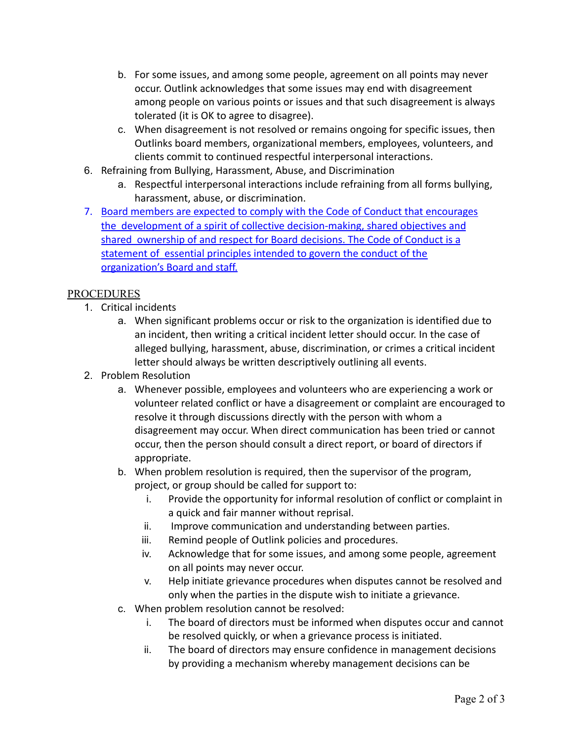b. For some issues, and among some people, agreement on all points may never occur. Outlink acknowledges that some issues may end with disagreement among people on various points or issues and that such disagreement is always tolerated (it is OK to agree to disagree).
   c. When disagreement is not resolved or remains ongoing for specific issues, then Outlinks board members, organizational members, employees, volunteers, and clients commit to continued respectful interpersonal interactions.
6. Refraining from Bullying, Harassment, Abuse, and Discrimination
   a. Respectful interpersonal interactions include refraining from all forms bullying, harassment, abuse, or discrimination.
7. Board members are expected to comply with the Code of Conduct that encourages the development of a spirit of collective decision-making, shared objectives and shared ownership of and respect for Board decisions. The Code of Conduct is a statement of essential principles intended to govern the conduct of the organization's Board and staff.

## PROCEDURES

1. Critical incidents
   a. When significant problems occur or risk to the organization is identified due to an incident, then writing a critical incident letter should occur. In the case of alleged bullying, harassment, abuse, discrimination, or crimes a critical incident letter should always be written descriptively outlining all events.
2. Problem Resolution
   a. Whenever possible, employees and volunteers who are experiencing a work or volunteer related conflict or have a disagreement or complaint are encouraged to resolve it through discussions directly with the person with whom a disagreement may occur. When direct communication has been tried or cannot occur, then the person should consult a direct report, or board of directors if appropriate.
   b. When problem resolution is required, then the supervisor of the program, project, or group should be called for support to:
      i. Provide the opportunity for informal resolution of conflict or complaint in a quick and fair manner without reprisal.
      ii. Improve communication and understanding between parties.
      iii. Remind people of Outlink policies and procedures.
      iv. Acknowledge that for some issues, and among some people, agreement on all points may never occur.
      v. Help initiate grievance procedures when disputes cannot be resolved and only when the parties in the dispute wish to initiate a grievance.
   c. When problem resolution cannot be resolved:
      i. The board of directors must be informed when disputes occur and cannot be resolved quickly, or when a grievance process is initiated.
      ii. The board of directors may ensure confidence in management decisions by providing a mechanism whereby management decisions can be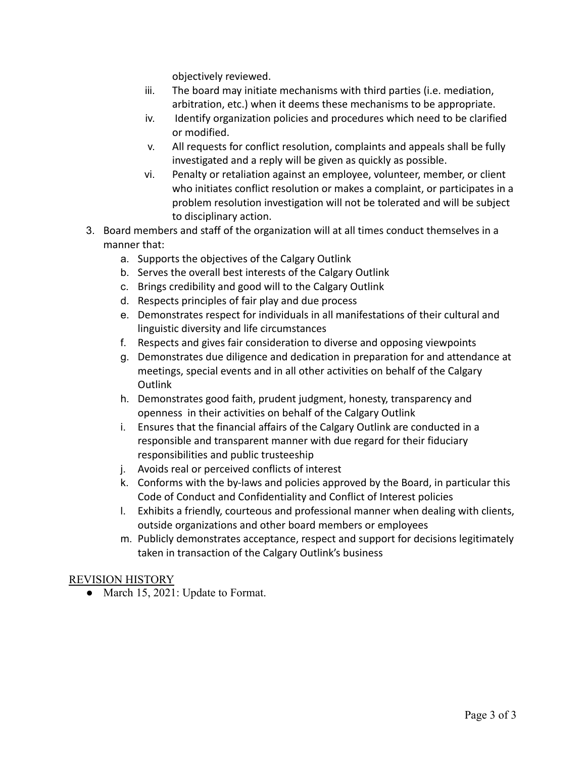objectively reviewed.

iii. The board may initiate mechanisms with third parties (i.e. mediation, arbitration, etc.) when it deems these mechanisms to be appropriate.

iv. Identify organization policies and procedures which need to be clarified or modified.

v. All requests for conflict resolution, complaints and appeals shall be fully investigated and a reply will be given as quickly as possible.

vi. Penalty or retaliation against an employee, volunteer, member, or client who initiates conflict resolution or makes a complaint, or participates in a problem resolution investigation will not be tolerated and will be subject to disciplinary action.

3. Board members and staff of the organization will at all times conduct themselves in a manner that:
   a. Supports the objectives of the Calgary Outlink
   b. Serves the overall best interests of the Calgary Outlink
   c. Brings credibility and good will to the Calgary Outlink
   d. Respects principles of fair play and due process
   e. Demonstrates respect for individuals in all manifestations of their cultural and linguistic diversity and life circumstances
   f. Respects and gives fair consideration to diverse and opposing viewpoints
   g. Demonstrates due diligence and dedication in preparation for and attendance at meetings, special events and in all other activities on behalf of the Calgary Outlink
   h. Demonstrates good faith, prudent judgment, honesty, transparency and openness in their activities on behalf of the Calgary Outlink
   i. Ensures that the financial affairs of the Calgary Outlink are conducted in a responsible and transparent manner with due regard for their fiduciary responsibilities and public trusteeship
   j. Avoids real or perceived conflicts of interest
   k. Conforms with the by-laws and policies approved by the Board, in particular this Code of Conduct and Confidentiality and Conflict of Interest policies
   l. Exhibits a friendly, courteous and professional manner when dealing with clients, outside organizations and other board members or employees
   m. Publicly demonstrates acceptance, respect and support for decisions legitimately taken in transaction of the Calgary Outlink's business

REVISION HISTORY

- March 15, 2021: Update to Format.